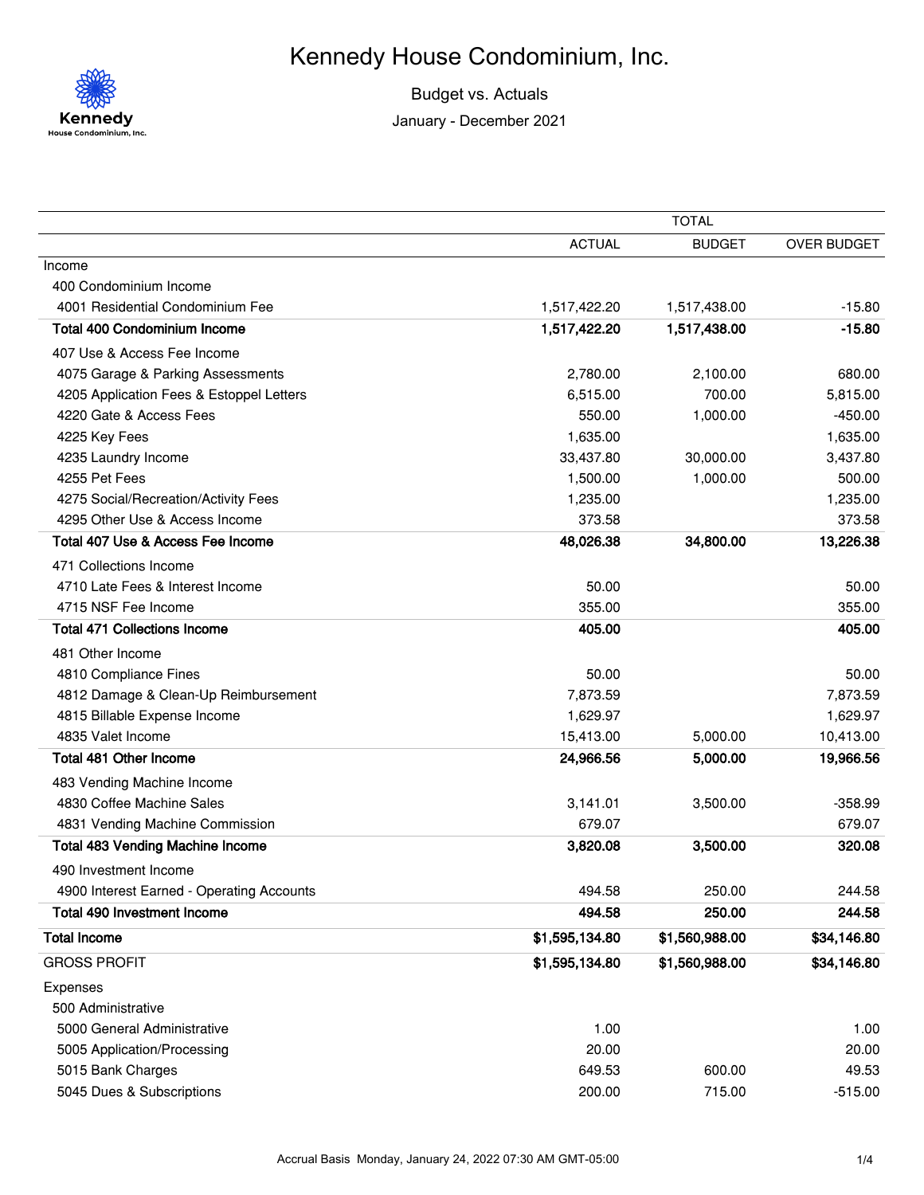# Kennedy House Condominium, Inc.

Budget vs. Actuals

January - December 2021

| | TOTAL | | |
|---|---|---|---|
| | ACTUAL | BUDGET | OVER BUDGET |
| Income | | | |
| 400 Condominium Income | | | |
| 4001 Residential Condominium Fee | 1,517,422.20 | 1,517,438.00 | -15.80 |
| **Total 400 Condominium Income** | **1,517,422.20** | **1,517,438.00** | **-15.80** |
| 407 Use & Access Fee Income | | | |
| 4075 Garage & Parking Assessments | 2,780.00 | 2,100.00 | 680.00 |
| 4205 Application Fees & Estoppel Letters | 6,515.00 | 700.00 | 5,815.00 |
| 4220 Gate & Access Fees | 550.00 | 1,000.00 | -450.00 |
| 4225 Key Fees | 1,635.00 | | 1,635.00 |
| 4235 Laundry Income | 33,437.80 | 30,000.00 | 3,437.80 |
| 4255 Pet Fees | 1,500.00 | 1,000.00 | 500.00 |
| 4275 Social/Recreation/Activity Fees | 1,235.00 | | 1,235.00 |
| 4295 Other Use & Access Income | 373.58 | | 373.58 |
| **Total 407 Use & Access Fee Income** | **48,026.38** | **34,800.00** | **13,226.38** |
| 471 Collections Income | | | |
| 4710 Late Fees & Interest Income | 50.00 | | 50.00 |
| 4715 NSF Fee Income | 355.00 | | 355.00 |
| **Total 471 Collections Income** | **405.00** | | **405.00** |
| 481 Other Income | | | |
| 4810 Compliance Fines | 50.00 | | 50.00 |
| 4812 Damage & Clean-Up Reimbursement | 7,873.59 | | 7,873.59 |
| 4815 Billable Expense Income | 1,629.97 | | 1,629.97 |
| 4835 Valet Income | 15,413.00 | 5,000.00 | 10,413.00 |
| **Total 481 Other Income** | **24,966.56** | **5,000.00** | **19,966.56** |
| 483 Vending Machine Income | | | |
| 4830 Coffee Machine Sales | 3,141.01 | 3,500.00 | -358.99 |
| 4831 Vending Machine Commission | 679.07 | | 679.07 |
| **Total 483 Vending Machine Income** | **3,820.08** | **3,500.00** | **320.08** |
| 490 Investment Income | | | |
| 4900 Interest Earned - Operating Accounts | 494.58 | 250.00 | 244.58 |
| **Total 490 Investment Income** | **494.58** | **250.00** | **244.58** |
| **Total Income** | **$1,595,134.80** | **$1,560,988.00** | **$34,146.80** |
| GROSS PROFIT | **$1,595,134.80** | **$1,560,988.00** | **$34,146.80** |
| Expenses | | | |
| 500 Administrative | | | |
| 5000 General Administrative | 1.00 | | 1.00 |
| 5005 Application/Processing | 20.00 | | 20.00 |
| 5015 Bank Charges | 649.53 | 600.00 | 49.53 |
| 5045 Dues & Subscriptions | 200.00 | 715.00 | -515.00 |

Accrual Basis Monday, January 24, 2022 07:30 AM GMT-05:00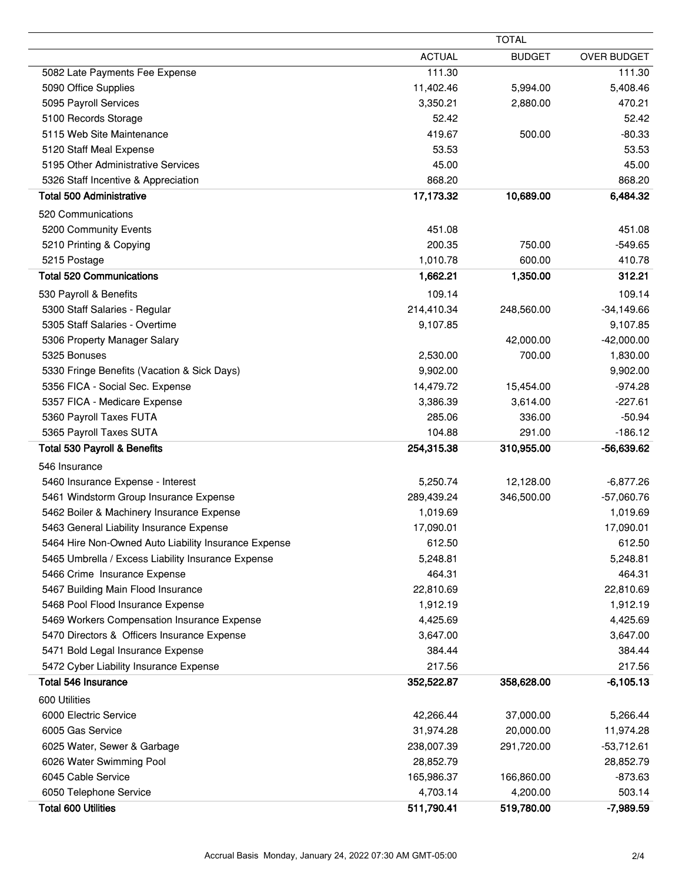| | TOTAL | | |
|---|---|---|---|
| | ACTUAL | BUDGET | OVER BUDGET |
| 5082 Late Payments Fee Expense | 111.30 | | 111.30 |
| 5090 Office Supplies | 11,402.46 | 5,994.00 | 5,408.46 |
| 5095 Payroll Services | 3,350.21 | 2,880.00 | 470.21 |
| 5100 Records Storage | 52.42 | | 52.42 |
| 5115 Web Site Maintenance | 419.67 | 500.00 | -80.33 |
| 5120 Staff Meal Expense | 53.53 | | 53.53 |
| 5195 Other Administrative Services | 45.00 | | 45.00 |
| 5326 Staff Incentive & Appreciation | 868.20 | | 868.20 |
| **Total 500 Administrative** | **17,173.32** | **10,689.00** | **6,484.32** |
| 520 Communications | | | |
| 5200 Community Events | 451.08 | | 451.08 |
| 5210 Printing & Copying | 200.35 | 750.00 | -549.65 |
| 5215 Postage | 1,010.78 | 600.00 | 410.78 |
| **Total 520 Communications** | **1,662.21** | **1,350.00** | **312.21** |
| 530 Payroll & Benefits | 109.14 | | 109.14 |
| 5300 Staff Salaries - Regular | 214,410.34 | 248,560.00 | -34,149.66 |
| 5305 Staff Salaries - Overtime | 9,107.85 | | 9,107.85 |
| 5306 Property Manager Salary | | 42,000.00 | -42,000.00 |
| 5325 Bonuses | 2,530.00 | 700.00 | 1,830.00 |
| 5330 Fringe Benefits (Vacation & Sick Days) | 9,902.00 | | 9,902.00 |
| 5356 FICA - Social Sec. Expense | 14,479.72 | 15,454.00 | -974.28 |
| 5357 FICA - Medicare Expense | 3,386.39 | 3,614.00 | -227.61 |
| 5360 Payroll Taxes FUTA | 285.06 | 336.00 | -50.94 |
| 5365 Payroll Taxes SUTA | 104.88 | 291.00 | -186.12 |
| **Total 530 Payroll & Benefits** | **254,315.38** | **310,955.00** | **-56,639.62** |
| 546 Insurance | | | |
| 5460 Insurance Expense - Interest | 5,250.74 | 12,128.00 | -6,877.26 |
| 5461 Windstorm Group Insurance Expense | 289,439.24 | 346,500.00 | -57,060.76 |
| 5462 Boiler & Machinery Insurance Expense | 1,019.69 | | 1,019.69 |
| 5463 General Liability Insurance Expense | 17,090.01 | | 17,090.01 |
| 5464 Hire Non-Owned Auto Liability Insurance Expense | 612.50 | | 612.50 |
| 5465 Umbrella / Excess Liability Insurance Expense | 5,248.81 | | 5,248.81 |
| 5466 Crime Insurance Expense | 464.31 | | 464.31 |
| 5467 Building Main Flood Insurance | 22,810.69 | | 22,810.69 |
| 5468 Pool Flood Insurance Expense | 1,912.19 | | 1,912.19 |
| 5469 Workers Compensation Insurance Expense | 4,425.69 | | 4,425.69 |
| 5470 Directors & Officers Insurance Expense | 3,647.00 | | 3,647.00 |
| 5471 Bold Legal Insurance Expense | 384.44 | | 384.44 |
| 5472 Cyber Liability Insurance Expense | 217.56 | | 217.56 |
| **Total 546 Insurance** | **352,522.87** | **358,628.00** | **-6,105.13** |
| 600 Utilities | | | |
| 6000 Electric Service | 42,266.44 | 37,000.00 | 5,266.44 |
| 6005 Gas Service | 31,974.28 | 20,000.00 | 11,974.28 |
| 6025 Water, Sewer & Garbage | 238,007.39 | 291,720.00 | -53,712.61 |
| 6026 Water Swimming Pool | 28,852.79 | | 28,852.79 |
| 6045 Cable Service | 165,986.37 | 166,860.00 | -873.63 |
| 6050 Telephone Service | 4,703.14 | 4,200.00 | 503.14 |
| **Total 600 Utilities** | **511,790.41** | **519,780.00** | **-7,989.59** |

Accrual Basis Monday, January 24, 2022 07:30 AM GMT-05:00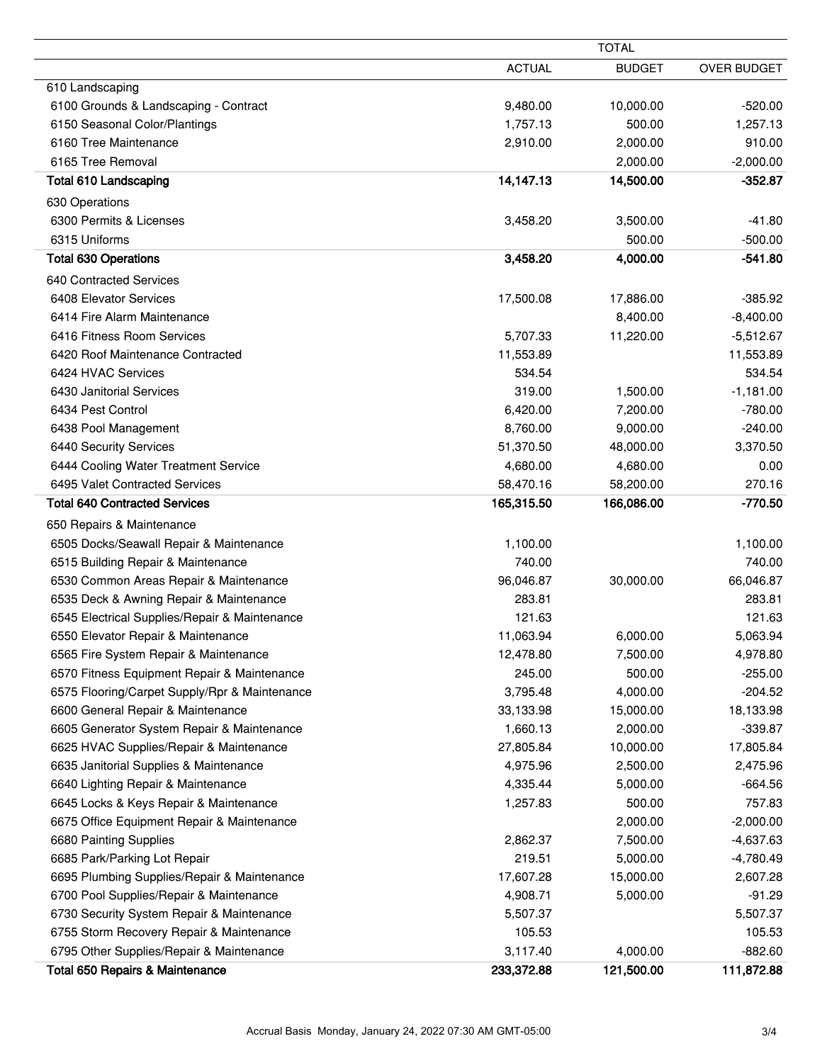| | TOTAL | | |
|---|---|---|---|
| | ACTUAL | BUDGET | OVER BUDGET |
| 610 Landscaping | | | |
| 6100 Grounds & Landscaping - Contract | 9,480.00 | 10,000.00 | -520.00 |
| 6150 Seasonal Color/Plantings | 1,757.13 | 500.00 | 1,257.13 |
| 6160 Tree Maintenance | 2,910.00 | 2,000.00 | 910.00 |
| 6165 Tree Removal | | 2,000.00 | -2,000.00 |
| **Total 610 Landscaping** | **14,147.13** | **14,500.00** | **-352.87** |
| 630 Operations | | | |
| 6300 Permits & Licenses | 3,458.20 | 3,500.00 | -41.80 |
| 6315 Uniforms | | 500.00 | -500.00 |
| **Total 630 Operations** | **3,458.20** | **4,000.00** | **-541.80** |
| 640 Contracted Services | | | |
| 6408 Elevator Services | 17,500.08 | 17,886.00 | -385.92 |
| 6414 Fire Alarm Maintenance | | 8,400.00 | -8,400.00 |
| 6416 Fitness Room Services | 5,707.33 | 11,220.00 | -5,512.67 |
| 6420 Roof Maintenance Contracted | 11,553.89 | | 11,553.89 |
| 6424 HVAC Services | 534.54 | | 534.54 |
| 6430 Janitorial Services | 319.00 | 1,500.00 | -1,181.00 |
| 6434 Pest Control | 6,420.00 | 7,200.00 | -780.00 |
| 6438 Pool Management | 8,760.00 | 9,000.00 | -240.00 |
| 6440 Security Services | 51,370.50 | 48,000.00 | 3,370.50 |
| 6444 Cooling Water Treatment Service | 4,680.00 | 4,680.00 | 0.00 |
| 6495 Valet Contracted Services | 58,470.16 | 58,200.00 | 270.16 |
| **Total 640 Contracted Services** | **165,315.50** | **166,086.00** | **-770.50** |
| 650 Repairs & Maintenance | | | |
| 6505 Docks/Seawall Repair & Maintenance | 1,100.00 | | 1,100.00 |
| 6515 Building Repair & Maintenance | 740.00 | | 740.00 |
| 6530 Common Areas Repair & Maintenance | 96,046.87 | 30,000.00 | 66,046.87 |
| 6535 Deck & Awning Repair & Maintenance | 283.81 | | 283.81 |
| 6545 Electrical Supplies/Repair & Maintenance | 121.63 | | 121.63 |
| 6550 Elevator Repair & Maintenance | 11,063.94 | 6,000.00 | 5,063.94 |
| 6565 Fire System Repair & Maintenance | 12,478.80 | 7,500.00 | 4,978.80 |
| 6570 Fitness Equipment Repair & Maintenance | 245.00 | 500.00 | -255.00 |
| 6575 Flooring/Carpet Supply/Rpr & Maintenance | 3,795.48 | 4,000.00 | -204.52 |
| 6600 General Repair & Maintenance | 33,133.98 | 15,000.00 | 18,133.98 |
| 6605 Generator System Repair & Maintenance | 1,660.13 | 2,000.00 | -339.87 |
| 6625 HVAC Supplies/Repair & Maintenance | 27,805.84 | 10,000.00 | 17,805.84 |
| 6635 Janitorial Supplies & Maintenance | 4,975.96 | 2,500.00 | 2,475.96 |
| 6640 Lighting Repair & Maintenance | 4,335.44 | 5,000.00 | -664.56 |
| 6645 Locks & Keys Repair & Maintenance | 1,257.83 | 500.00 | 757.83 |
| 6675 Office Equipment Repair & Maintenance | | 2,000.00 | -2,000.00 |
| 6680 Painting Supplies | 2,862.37 | 7,500.00 | -4,637.63 |
| 6685 Park/Parking Lot Repair | 219.51 | 5,000.00 | -4,780.49 |
| 6695 Plumbing Supplies/Repair & Maintenance | 17,607.28 | 15,000.00 | 2,607.28 |
| 6700 Pool Supplies/Repair & Maintenance | 4,908.71 | 5,000.00 | -91.29 |
| 6730 Security System Repair & Maintenance | 5,507.37 | | 5,507.37 |
| 6755 Storm Recovery Repair & Maintenance | 105.53 | | 105.53 |
| 6795 Other Supplies/Repair & Maintenance | 3,117.40 | 4,000.00 | -882.60 |
| **Total 650 Repairs & Maintenance** | **233,372.88** | **121,500.00** | **111,872.88** |

Accrual Basis Monday, January 24, 2022 07:30 AM GMT-05:00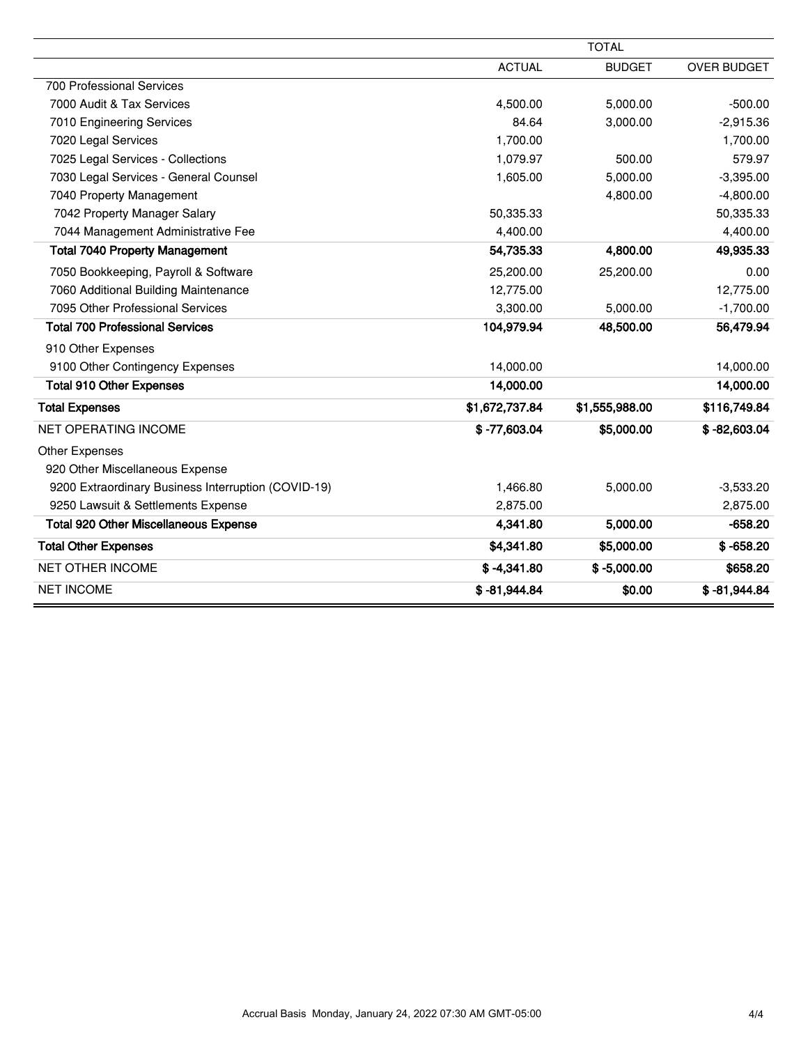| | TOTAL | | |
|---|---|---|---|
| | ACTUAL | BUDGET | OVER BUDGET |
| 700 Professional Services | | | |
| 7000 Audit & Tax Services | 4,500.00 | 5,000.00 | -500.00 |
| 7010 Engineering Services | 84.64 | 3,000.00 | -2,915.36 |
| 7020 Legal Services | 1,700.00 | | 1,700.00 |
| 7025 Legal Services - Collections | 1,079.97 | 500.00 | 579.97 |
| 7030 Legal Services - General Counsel | 1,605.00 | 5,000.00 | -3,395.00 |
| 7040 Property Management | | 4,800.00 | -4,800.00 |
| 7042 Property Manager Salary | 50,335.33 | | 50,335.33 |
| 7044 Management Administrative Fee | 4,400.00 | | 4,400.00 |
| **Total 7040 Property Management** | **54,735.33** | **4,800.00** | **49,935.33** |
| 7050 Bookkeeping, Payroll & Software | 25,200.00 | 25,200.00 | 0.00 |
| 7060 Additional Building Maintenance | 12,775.00 | | 12,775.00 |
| 7095 Other Professional Services | 3,300.00 | 5,000.00 | -1,700.00 |
| **Total 700 Professional Services** | **104,979.94** | **48,500.00** | **56,479.94** |
| 910 Other Expenses | | | |
| 9100 Other Contingency Expenses | 14,000.00 | | 14,000.00 |
| **Total 910 Other Expenses** | **14,000.00** | | **14,000.00** |
| **Total Expenses** | **$1,672,737.84** | **$1,555,988.00** | **$116,749.84** |
| NET OPERATING INCOME | **$ -77,603.04** | **$5,000.00** | **$ -82,603.04** |
| Other Expenses | | | |
| 920 Other Miscellaneous Expense | | | |
| 9200 Extraordinary Business Interruption (COVID-19) | 1,466.80 | 5,000.00 | -3,533.20 |
| 9250 Lawsuit & Settlements Expense | 2,875.00 | | 2,875.00 |
| **Total 920 Other Miscellaneous Expense** | **4,341.80** | **5,000.00** | **-658.20** |
| **Total Other Expenses** | **$4,341.80** | **$5,000.00** | **$ -658.20** |
| NET OTHER INCOME | **$ -4,341.80** | **$ -5,000.00** | **$658.20** |
| NET INCOME | **$ -81,944.84** | **$0.00** | **$ -81,944.84** |

Accrual Basis Monday, January 24, 2022 07:30 AM GMT-05:00